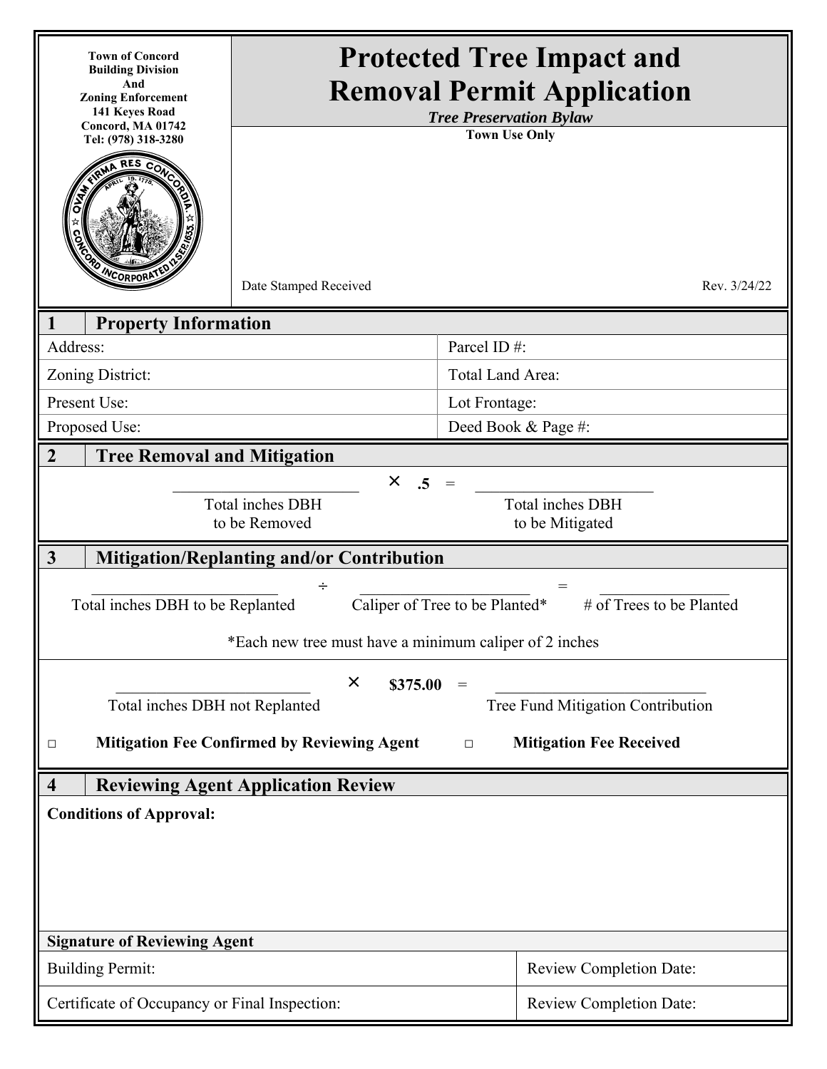Town of Concord
Building Division
And
Zoning Enforcement
141 Keyes Road
Concord, MA 01742
Tel: (978) 318-3280

# Protected Tree Impact and Removal Permit Application

***Tree Preservation Bylaw***

**Town Use Only**

Date Stamped Received

Rev. 3/24/22

## 1 Property Information

| Address: | Parcel ID #: |
|---|---|
| Zoning District: | Total Land Area: |
| Present Use: | Lot Frontage: |
| Proposed Use: | Deed Book & Page #: |

## 2 Tree Removal and Mitigation

\_\_\_\_\_\_\_\_\_\_\_\_\_\_\_\_\_\_\_\_ × **.5** = \_\_\_\_\_\_\_\_\_\_\_\_\_\_\_\_\_\_\_\_

Total inches DBH to be Removed × .5 = Total inches DBH to be Mitigated

## 3 Mitigation/Replanting and/or Contribution

\_\_\_\_\_\_\_\_\_\_\_\_\_\_\_\_\_\_\_\_ ÷ \_\_\_\_\_\_\_\_\_\_\_\_\_\_\_\_\_\_\_\_ = \_\_\_\_\_\_\_\_\_\_\_\_\_\_\_\_

Total inches DBH to be Replanted ÷ Caliper of Tree to be Planted* = # of Trees to be Planted

*Each new tree must have a minimum caliper of 2 inches

\_\_\_\_\_\_\_\_\_\_\_\_\_\_\_\_\_\_\_\_ × **$375.00** = \_\_\_\_\_\_\_\_\_\_\_\_\_\_\_\_\_\_\_\_

Total inches DBH not Replanted × $375.00 = Tree Fund Mitigation Contribution

□ **Mitigation Fee Confirmed by Reviewing Agent** □ **Mitigation Fee Received**

## 4 Reviewing Agent Application Review

**Conditions of Approval:**

**Signature of Reviewing Agent**

| Building Permit: | Review Completion Date: |
|---|---|
| Certificate of Occupancy or Final Inspection: | Review Completion Date: |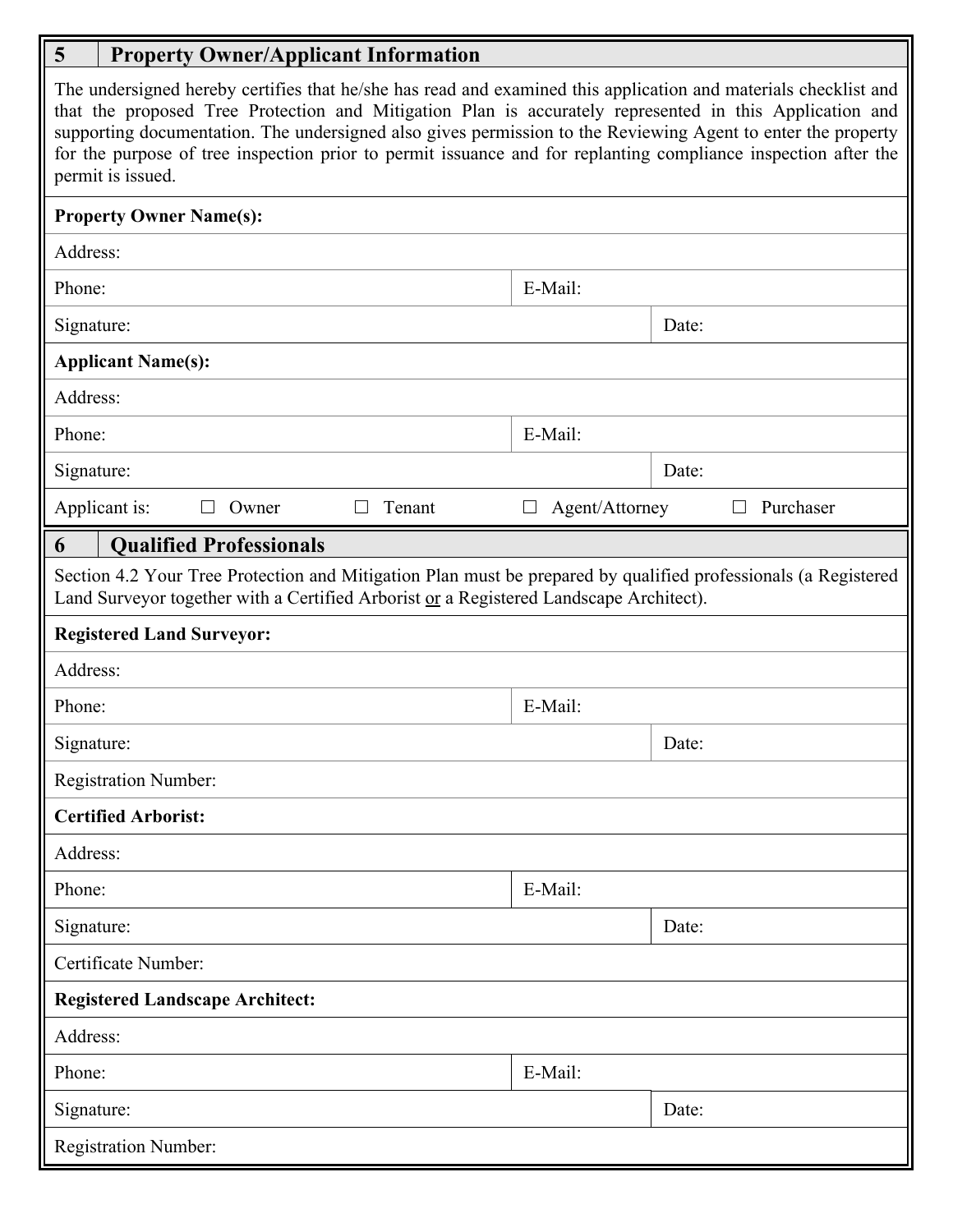## 5 Property Owner/Applicant Information

The undersigned hereby certifies that he/she has read and examined this application and materials checklist and that the proposed Tree Protection and Mitigation Plan is accurately represented in this Application and supporting documentation. The undersigned also gives permission to the Reviewing Agent to enter the property for the purpose of tree inspection prior to permit issuance and for replanting compliance inspection after the permit is issued.

| | |
|---|---|
| **Property Owner Name(s):** | |
| Address: | |
| Phone: | E-Mail: |
| Signature: | Date: |
| **Applicant Name(s):** | |
| Address: | |
| Phone: | E-Mail: |
| Signature: | Date: |

Applicant is: ☐ Owner ☐ Tenant ☐ Agent/Attorney ☐ Purchaser

## 6 Qualified Professionals

Section 4.2 Your Tree Protection and Mitigation Plan must be prepared by qualified professionals (a Registered Land Surveyor together with a Certified Arborist or a Registered Landscape Architect).

| | |
|---|---|
| **Registered Land Surveyor:** | |
| Address: | |
| Phone: | E-Mail: |
| Signature: | Date: |
| Registration Number: | |
| **Certified Arborist:** | |
| Address: | |
| Phone: | E-Mail: |
| Signature: | Date: |
| Certificate Number: | |
| **Registered Landscape Architect:** | |
| Address: | |
| Phone: | E-Mail: |
| Signature: | Date: |
| Registration Number: | |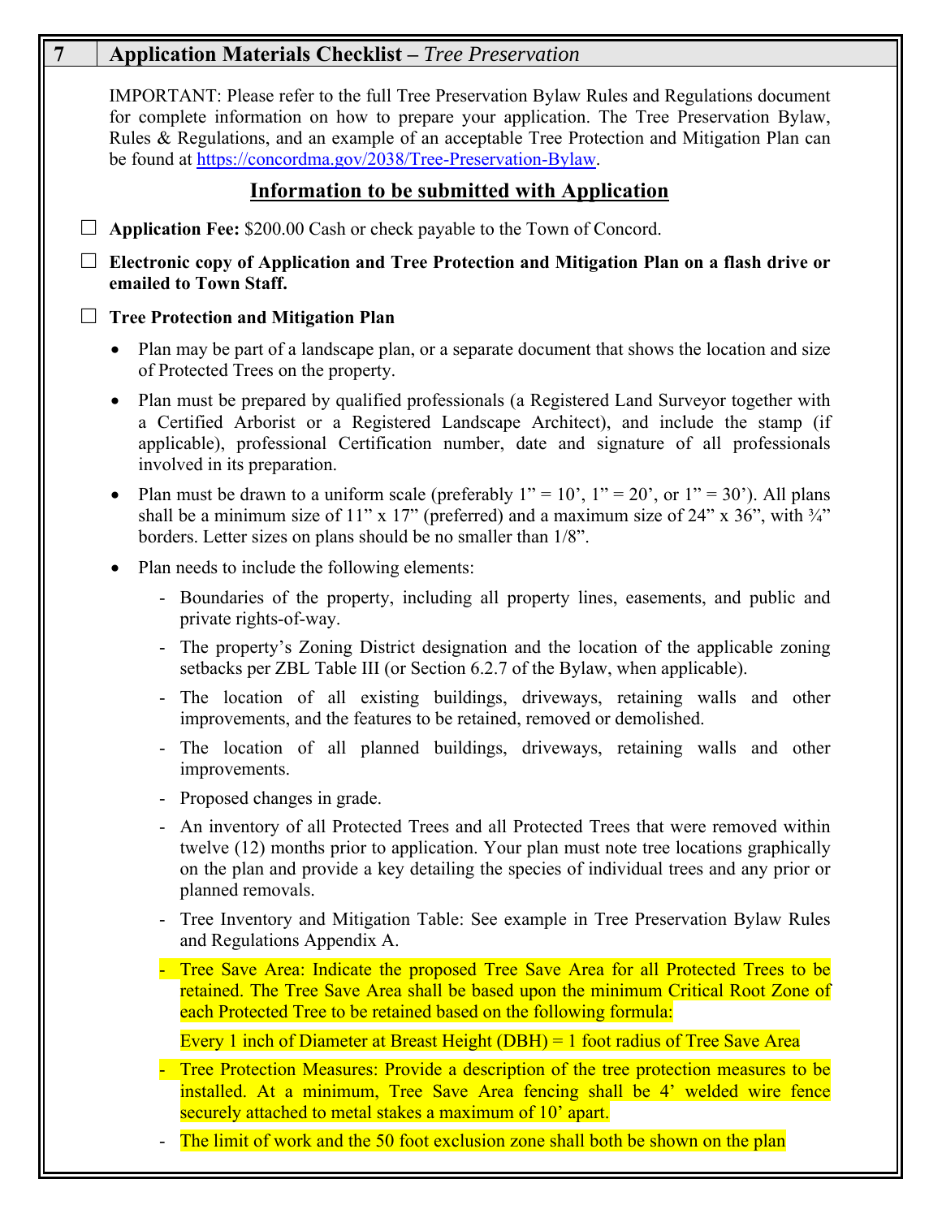## 7 Application Materials Checklist – *Tree Preservation*

IMPORTANT: Please refer to the full Tree Preservation Bylaw Rules and Regulations document for complete information on how to prepare your application. The Tree Preservation Bylaw, Rules & Regulations, and an example of an acceptable Tree Protection and Mitigation Plan can be found at https://concordma.gov/2038/Tree-Preservation-Bylaw.

### Information to be submitted with Application

☐ **Application Fee:** $200.00 Cash or check payable to the Town of Concord.

☐ **Electronic copy of Application and Tree Protection and Mitigation Plan on a flash drive or emailed to Town Staff.**

☐ **Tree Protection and Mitigation Plan**

- Plan may be part of a landscape plan, or a separate document that shows the location and size of Protected Trees on the property.
- Plan must be prepared by qualified professionals (a Registered Land Surveyor together with a Certified Arborist or a Registered Landscape Architect), and include the stamp (if applicable), professional Certification number, date and signature of all professionals involved in its preparation.
- Plan must be drawn to a uniform scale (preferably 1" = 10', 1" = 20', or 1" = 30'). All plans shall be a minimum size of 11" x 17" (preferred) and a maximum size of 24" x 36", with ¾" borders. Letter sizes on plans should be no smaller than 1/8".
- Plan needs to include the following elements:
  - Boundaries of the property, including all property lines, easements, and public and private rights-of-way.
  - The property's Zoning District designation and the location of the applicable zoning setbacks per ZBL Table III (or Section 6.2.7 of the Bylaw, when applicable).
  - The location of all existing buildings, driveways, retaining walls and other improvements, and the features to be retained, removed or demolished.
  - The location of all planned buildings, driveways, retaining walls and other improvements.
  - Proposed changes in grade.
  - An inventory of all Protected Trees and all Protected Trees that were removed within twelve (12) months prior to application. Your plan must note tree locations graphically on the plan and provide a key detailing the species of individual trees and any prior or planned removals.
  - Tree Inventory and Mitigation Table: See example in Tree Preservation Bylaw Rules and Regulations Appendix A.
  - Tree Save Area: Indicate the proposed Tree Save Area for all Protected Trees to be retained. The Tree Save Area shall be based upon the minimum Critical Root Zone of each Protected Tree to be retained based on the following formula:

    Every 1 inch of Diameter at Breast Height (DBH) = 1 foot radius of Tree Save Area
  - Tree Protection Measures: Provide a description of the tree protection measures to be installed. At a minimum, Tree Save Area fencing shall be 4' welded wire fence securely attached to metal stakes a maximum of 10' apart.
  - The limit of work and the 50 foot exclusion zone shall both be shown on the plan